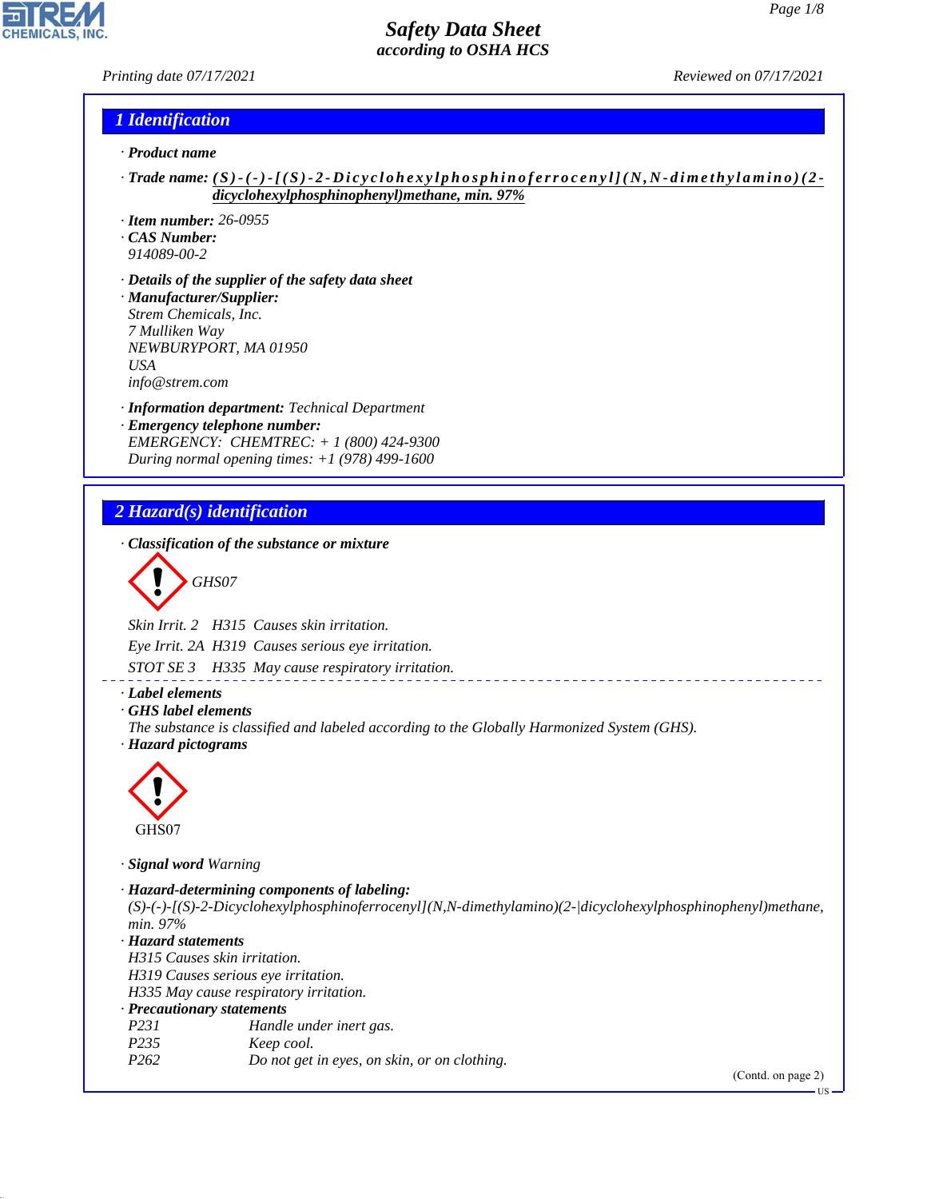# Safety Data Sheet
*according to OSHA HCS*

Printing date 07/17/2021 Reviewed on 07/17/2021

## 1 Identification

· **Product name**

· **Trade name:** **(S)-(-)-[(S)-2-Dicyclohexylphosphinoferrocenyl](N,N-dimethylamino)(2-dicyclohexylphosphinophenyl)methane, min. 97%**

· **Item number:** 26-0955
· **CAS Number:**
914089-00-2

· **Details of the supplier of the safety data sheet**
· **Manufacturer/Supplier:**
Strem Chemicals, Inc.
7 Mulliken Way
NEWBURYPORT, MA 01950
USA
info@strem.com

· **Information department:** Technical Department
· **Emergency telephone number:**
EMERGENCY: CHEMTREC: + 1 (800) 424-9300
During normal opening times: +1 (978) 499-1600

## 2 Hazard(s) identification

· **Classification of the substance or mixture**

GHS07

Skin Irrit. 2 H315 Causes skin irritation.
Eye Irrit. 2A H319 Causes serious eye irritation.
STOT SE 3 H335 May cause respiratory irritation.

· **Label elements**
· **GHS label elements**
The substance is classified and labeled according to the Globally Harmonized System (GHS).
· **Hazard pictograms**

GHS07

· **Signal word** Warning

· **Hazard-determining components of labeling:**
(S)-(-)-[(S)-2-Dicyclohexylphosphinoferrocenyl](N,N-dimethylamino)(2-|dicyclohexylphosphinophenyl)methane, min. 97%
· **Hazard statements**
H315 Causes skin irritation.
H319 Causes serious eye irritation.
H335 May cause respiratory irritation.
· **Precautionary statements**
P231 Handle under inert gas.
P235 Keep cool.
P262 Do not get in eyes, on skin, or on clothing.

(Contd. on page 2)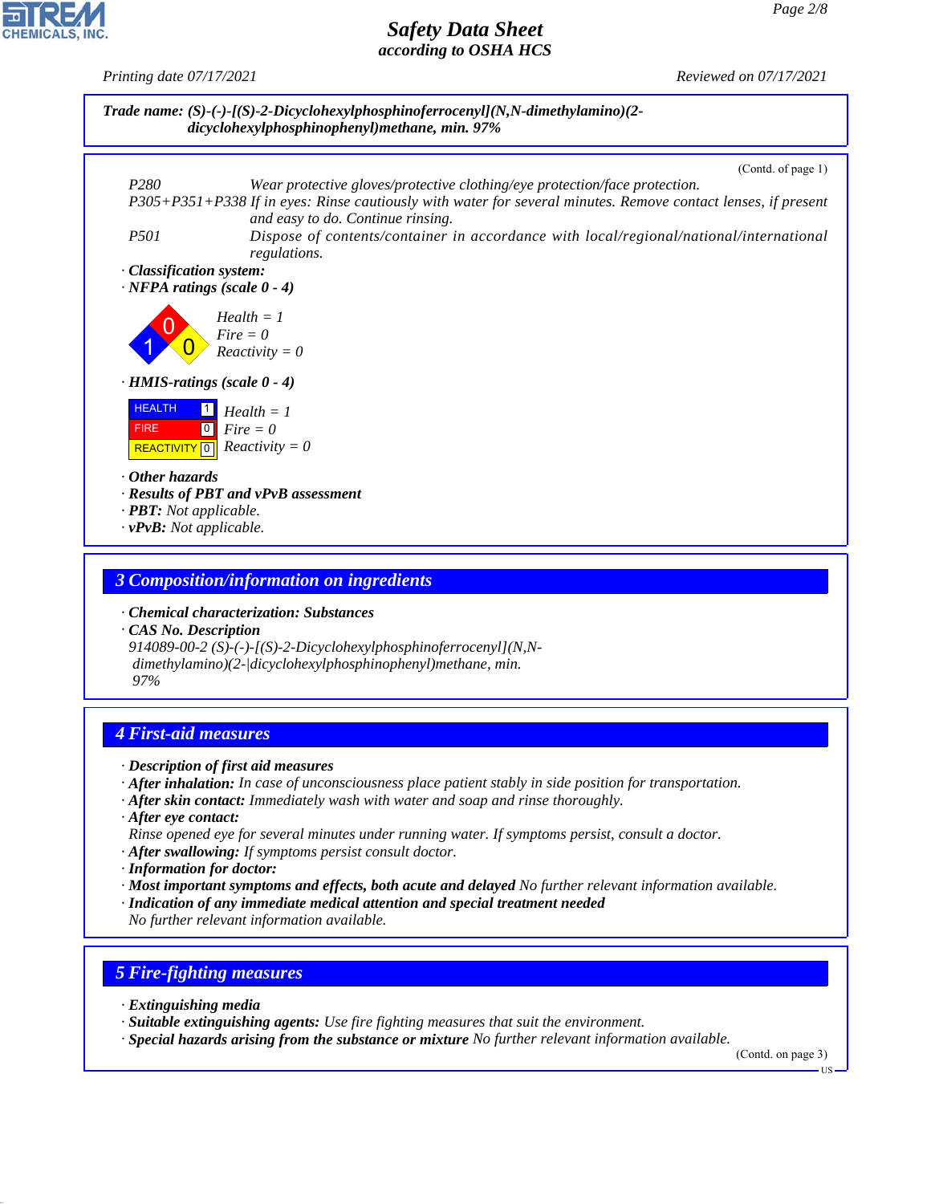**Trade name: (S)-(-)-[(S)-2-Dicyclohexylphosphinoferrocenyl](N,N-dimethylamino)(2-dicyclohexylphosphinophenyl)methane, min. 97%**

(Contd. of page 1)

P280 Wear protective gloves/protective clothing/eye protection/face protection.

P305+P351+P338 If in eyes: Rinse cautiously with water for several minutes. Remove contact lenses, if present and easy to do. Continue rinsing.

P501 Dispose of contents/container in accordance with local/regional/national/international regulations.

· **Classification system:**

· **NFPA ratings (scale 0 - 4)**

Health = 1
Fire = 0
Reactivity = 0

· **HMIS-ratings (scale 0 - 4)**

| | | |
|---|---|---|
| HEALTH | 1 | Health = 1 |
| FIRE | 0 | Fire = 0 |
| REACTIVITY | 0 | Reactivity = 0 |

· **Other hazards**
· **Results of PBT and vPvB assessment**
· **PBT:** Not applicable.
· **vPvB:** Not applicable.

## 3 Composition/information on ingredients

· **Chemical characterization: Substances**
· **CAS No. Description**
914089-00-2 (S)-(-)-[(S)-2-Dicyclohexylphosphinoferrocenyl](N,N-dimethylamino)(2-|dicyclohexylphosphinophenyl)methane, min. 97%

## 4 First-aid measures

· **Description of first aid measures**
· **After inhalation:** In case of unconsciousness place patient stably in side position for transportation.
· **After skin contact:** Immediately wash with water and soap and rinse thoroughly.
· **After eye contact:**
Rinse opened eye for several minutes under running water. If symptoms persist, consult a doctor.
· **After swallowing:** If symptoms persist consult doctor.
· **Information for doctor:**
· **Most important symptoms and effects, both acute and delayed** No further relevant information available.
· **Indication of any immediate medical attention and special treatment needed**
No further relevant information available.

## 5 Fire-fighting measures

· **Extinguishing media**
· **Suitable extinguishing agents:** Use fire fighting measures that suit the environment.
· **Special hazards arising from the substance or mixture** No further relevant information available.

(Contd. on page 3)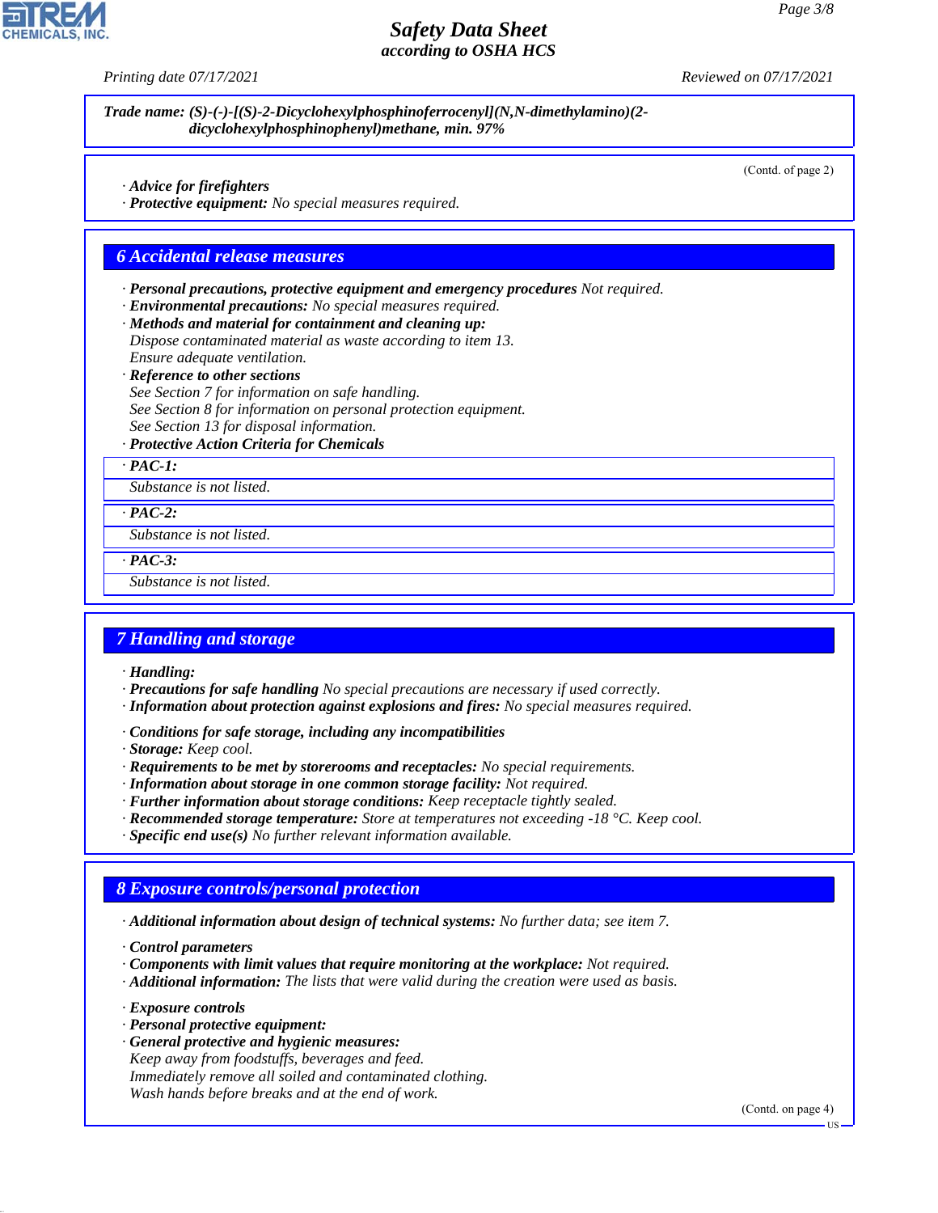**Trade name: (S)-(-)-[(S)-2-Dicyclohexylphosphinoferrocenyl](N,N-dimethylamino)(2-dicyclohexylphosphinophenyl)methane, min. 97%**

(Contd. of page 2)

· **Advice for firefighters**
· **Protective equipment:** No special measures required.

## 6 Accidental release measures

· **Personal precautions, protective equipment and emergency procedures** Not required.
· **Environmental precautions:** No special measures required.
· **Methods and material for containment and cleaning up:**
Dispose contaminated material as waste according to item 13.
Ensure adequate ventilation.
· **Reference to other sections**
See Section 7 for information on safe handling.
See Section 8 for information on personal protection equipment.
See Section 13 for disposal information.
· **Protective Action Criteria for Chemicals**

| · **PAC-1:** |
|---|
| Substance is not listed. |

| · **PAC-2:** |
|---|
| Substance is not listed. |

| · **PAC-3:** |
|---|
| Substance is not listed. |

## 7 Handling and storage

· **Handling:**
· **Precautions for safe handling** No special precautions are necessary if used correctly.
· **Information about protection against explosions and fires:** No special measures required.

· **Conditions for safe storage, including any incompatibilities**
· **Storage:** Keep cool.
· **Requirements to be met by storerooms and receptacles:** No special requirements.
· **Information about storage in one common storage facility:** Not required.
· **Further information about storage conditions:** Keep receptacle tightly sealed.
· **Recommended storage temperature:** Store at temperatures not exceeding -18 °C. Keep cool.
· **Specific end use(s)** No further relevant information available.

## 8 Exposure controls/personal protection

· **Additional information about design of technical systems:** No further data; see item 7.

· **Control parameters**
· **Components with limit values that require monitoring at the workplace:** Not required.
· **Additional information:** The lists that were valid during the creation were used as basis.

· **Exposure controls**
· **Personal protective equipment:**
· **General protective and hygienic measures:**
Keep away from foodstuffs, beverages and feed.
Immediately remove all soiled and contaminated clothing.
Wash hands before breaks and at the end of work.

(Contd. on page 4)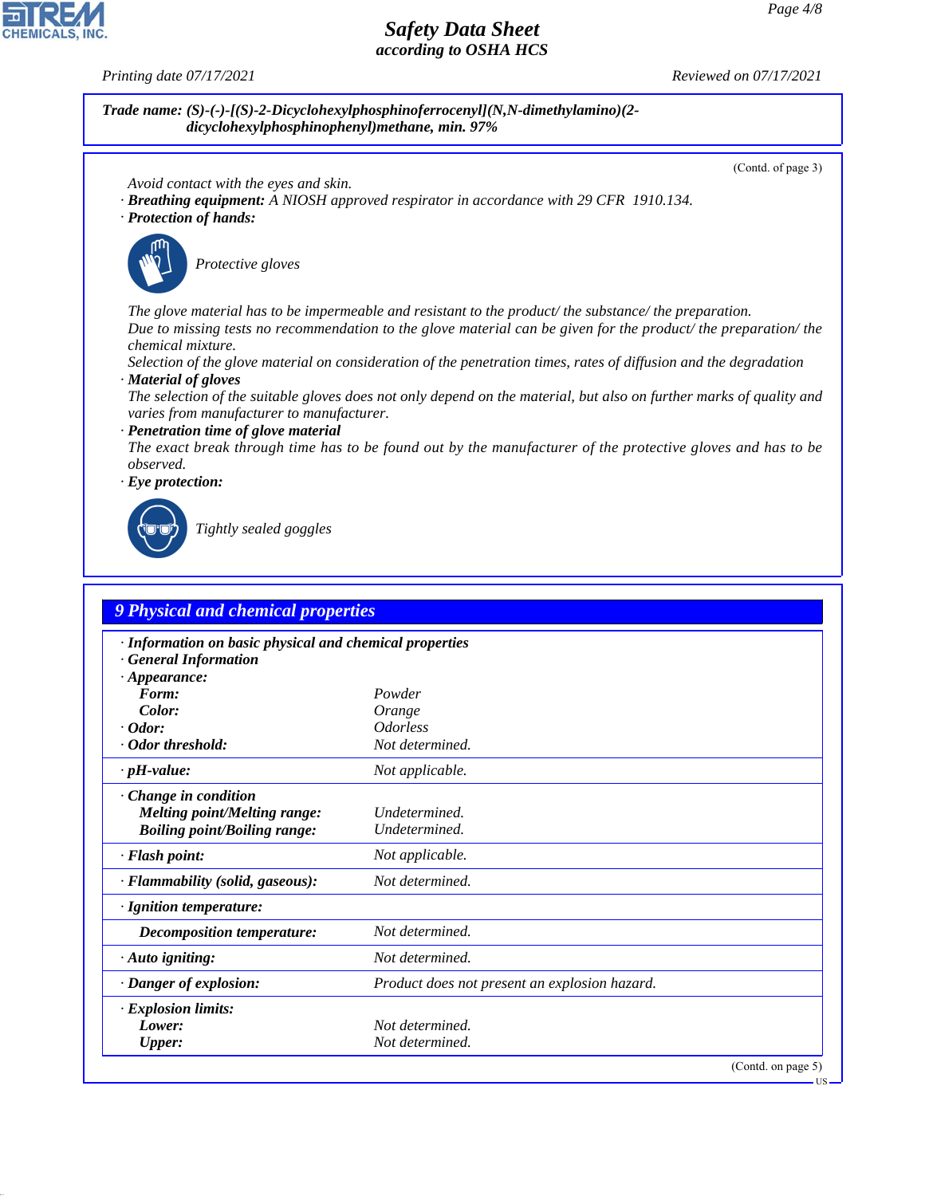**Trade name: (S)-(-)-[(S)-2-Dicyclohexylphosphinoferrocenyl](N,N-dimethylamino)(2-dicyclohexylphosphinophenyl)methane, min. 97%**

(Contd. of page 3)

Avoid contact with the eyes and skin.

· **Breathing equipment:** A NIOSH approved respirator in accordance with 29 CFR 1910.134.

· **Protection of hands:**

Protective gloves

The glove material has to be impermeable and resistant to the product/ the substance/ the preparation.
Due to missing tests no recommendation to the glove material can be given for the product/ the preparation/ the chemical mixture.
Selection of the glove material on consideration of the penetration times, rates of diffusion and the degradation

· **Material of gloves**
The selection of the suitable gloves does not only depend on the material, but also on further marks of quality and varies from manufacturer to manufacturer.

· **Penetration time of glove material**
The exact break through time has to be found out by the manufacturer of the protective gloves and has to be observed.

· **Eye protection:**

Tightly sealed goggles

## 9 Physical and chemical properties

· **Information on basic physical and chemical properties**
· **General Information**

| | |
|---|---|
| · **Appearance:** | |
| **Form:** | Powder |
| **Color:** | Orange |
| · **Odor:** | Odorless |
| · **Odor threshold:** | Not determined. |
| · **pH-value:** | Not applicable. |
| · **Change in condition** | |
| **Melting point/Melting range:** | Undetermined. |
| **Boiling point/Boiling range:** | Undetermined. |
| · **Flash point:** | Not applicable. |
| · **Flammability (solid, gaseous):** | Not determined. |
| · **Ignition temperature:** | |
| **Decomposition temperature:** | Not determined. |
| · **Auto igniting:** | Not determined. |
| · **Danger of explosion:** | Product does not present an explosion hazard. |
| · **Explosion limits:** | |
| **Lower:** | Not determined. |
| **Upper:** | Not determined. |

(Contd. on page 5)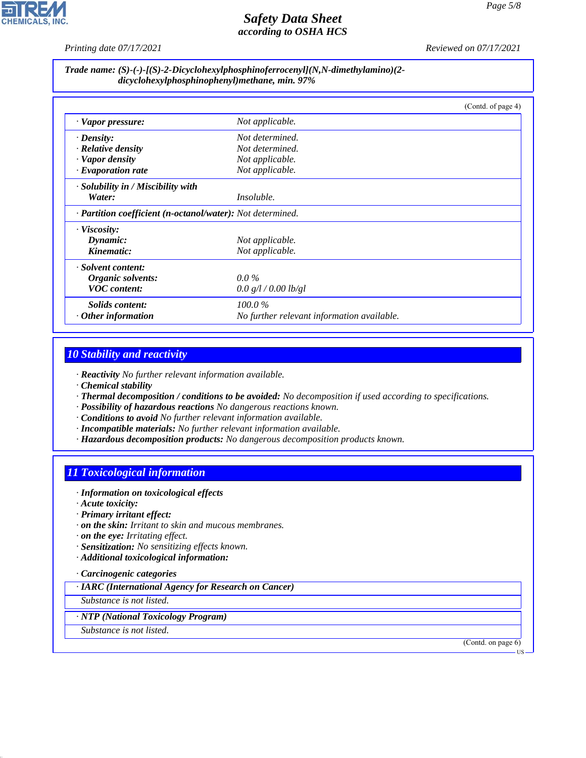**Trade name: (S)-(-)-[(S)-2-Dicyclohexylphosphinoferrocenyl](N,N-dimethylamino)(2-dicyclohexylphosphinophenyl)methane, min. 97%**

(Contd. of page 4)

| | |
|---|---|
| · **Vapor pressure:** | Not applicable. |
| · **Density:** | Not determined. |
| · **Relative density** | Not determined. |
| · **Vapor density** | Not applicable. |
| · **Evaporation rate** | Not applicable. |
| · **Solubility in / Miscibility with** | |
| **Water:** | Insoluble. |
| · **Partition coefficient (n-octanol/water):** | Not determined. |
| · **Viscosity:** | |
| **Dynamic:** | Not applicable. |
| **Kinematic:** | Not applicable. |
| · **Solvent content:** | |
| **Organic solvents:** | 0.0 % |
| **VOC content:** | 0.0 g/l / 0.00 lb/gl |
| **Solids content:** | 100.0 % |
| · **Other information** | No further relevant information available. |

## 10 Stability and reactivity

· **Reactivity** No further relevant information available.
· **Chemical stability**
· **Thermal decomposition / conditions to be avoided:** No decomposition if used according to specifications.
· **Possibility of hazardous reactions** No dangerous reactions known.
· **Conditions to avoid** No further relevant information available.
· **Incompatible materials:** No further relevant information available.
· **Hazardous decomposition products:** No dangerous decomposition products known.

## 11 Toxicological information

· **Information on toxicological effects**
· **Acute toxicity:**
· **Primary irritant effect:**
· **on the skin:** Irritant to skin and mucous membranes.
· **on the eye:** Irritating effect.
· **Sensitization:** No sensitizing effects known.
· **Additional toxicological information:**

· **Carcinogenic categories**

| · **IARC (International Agency for Research on Cancer)** |
|---|
| Substance is not listed. |

| · **NTP (National Toxicology Program)** |
|---|
| Substance is not listed. |

(Contd. on page 6)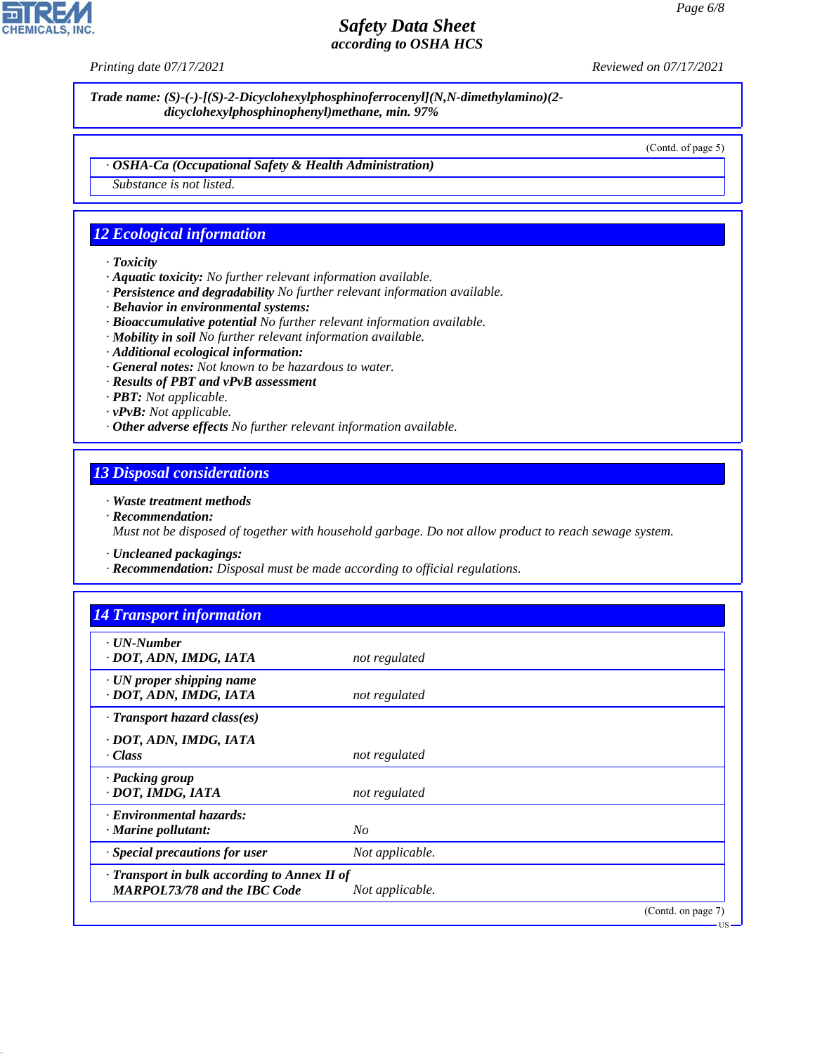**Trade name: (S)-(-)-[(S)-2-Dicyclohexylphosphinoferrocenyl](N,N-dimethylamino)(2-dicyclohexylphosphinophenyl)methane, min. 97%**

(Contd. of page 5)

· **OSHA-Ca (Occupational Safety & Health Administration)**

Substance is not listed.

## 12 Ecological information

· **Toxicity**
· **Aquatic toxicity:** No further relevant information available.
· **Persistence and degradability** No further relevant information available.
· **Behavior in environmental systems:**
· **Bioaccumulative potential** No further relevant information available.
· **Mobility in soil** No further relevant information available.
· **Additional ecological information:**
· **General notes:** Not known to be hazardous to water.
· **Results of PBT and vPvB assessment**
· **PBT:** Not applicable.
· **vPvB:** Not applicable.
· **Other adverse effects** No further relevant information available.

## 13 Disposal considerations

· **Waste treatment methods**
· **Recommendation:**
Must not be disposed of together with household garbage. Do not allow product to reach sewage system.

· **Uncleaned packagings:**
· **Recommendation:** Disposal must be made according to official regulations.

## 14 Transport information

| | |
|---|---|
| · **UN-Number**<br>· **DOT, ADN, IMDG, IATA** | not regulated |
| · **UN proper shipping name**<br>· **DOT, ADN, IMDG, IATA** | not regulated |
| · **Transport hazard class(es)**<br>· **DOT, ADN, IMDG, IATA**<br>· **Class** | not regulated |
| · **Packing group**<br>· **DOT, IMDG, IATA** | not regulated |
| · **Environmental hazards:**<br>· **Marine pollutant:** | No |
| · **Special precautions for user** | Not applicable. |
| · **Transport in bulk according to Annex II of MARPOL73/78 and the IBC Code** | Not applicable. |

(Contd. on page 7)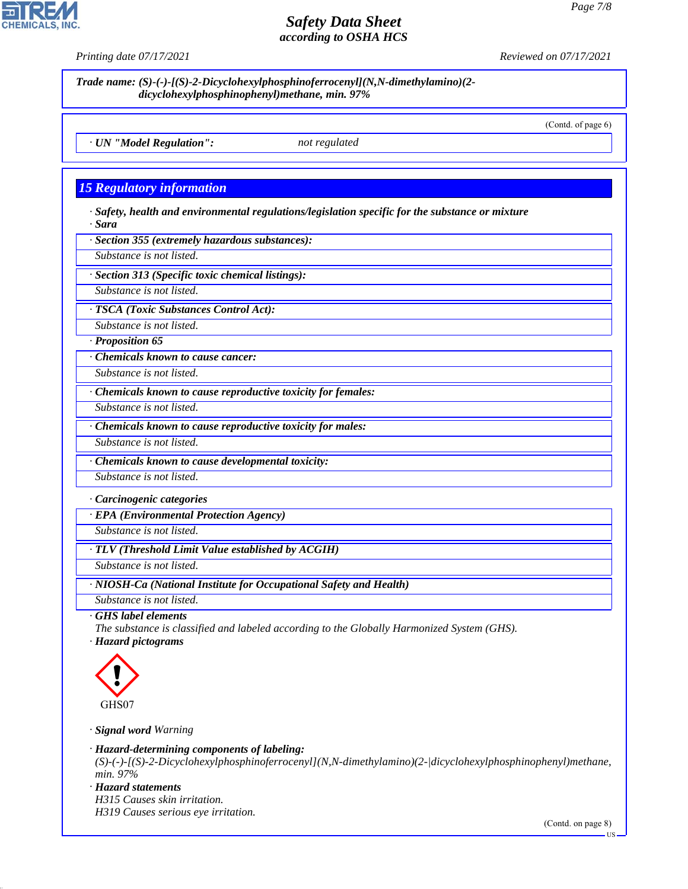Trade name: (S)-(-)-[(S)-2-Dicyclohexylphosphinoferrocenyl](N,N-dimethylamino)(2-dicyclohexylphosphinophenyl)methane, min. 97%

(Contd. of page 6)

· **UN "Model Regulation":** not regulated

## 15 Regulatory information

· **Safety, health and environmental regulations/legislation specific for the substance or mixture**

· **Sara**

· **Section 355 (extremely hazardous substances):**

Substance is not listed.

· **Section 313 (Specific toxic chemical listings):**

Substance is not listed.

· **TSCA (Toxic Substances Control Act):**

Substance is not listed.

· **Proposition 65**

· **Chemicals known to cause cancer:**

Substance is not listed.

· **Chemicals known to cause reproductive toxicity for females:**

Substance is not listed.

· **Chemicals known to cause reproductive toxicity for males:**

Substance is not listed.

· **Chemicals known to cause developmental toxicity:**

Substance is not listed.

· **Carcinogenic categories**

· **EPA (Environmental Protection Agency)**

Substance is not listed.

· **TLV (Threshold Limit Value established by ACGIH)**

Substance is not listed.

· **NIOSH-Ca (National Institute for Occupational Safety and Health)**

Substance is not listed.

· **GHS label elements**

The substance is classified and labeled according to the Globally Harmonized System (GHS).

· **Hazard pictograms**

GHS07

· **Signal word** Warning

· **Hazard-determining components of labeling:**

(S)-(-)-[(S)-2-Dicyclohexylphosphinoferrocenyl](N,N-dimethylamino)(2-dicyclohexylphosphinophenyl)methane, min. 97%

· **Hazard statements**

H315 Causes skin irritation.

H319 Causes serious eye irritation.

(Contd. on page 8)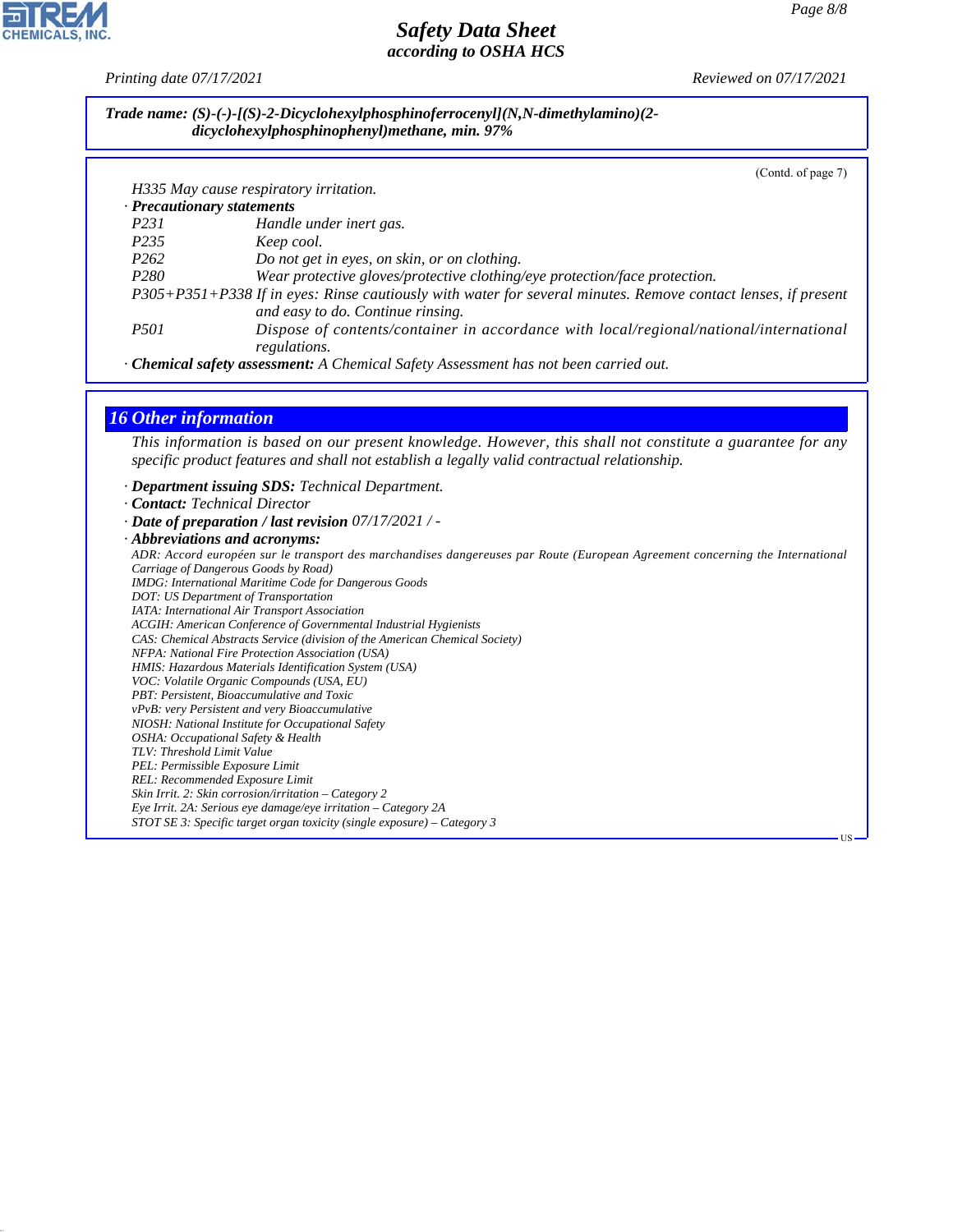**Trade name: (S)-(-)-[(S)-2-Dicyclohexylphosphinoferrocenyl](N,N-dimethylamino)(2-dicyclohexylphosphinophenyl)methane, min. 97%**

(Contd. of page 7)

H335 May cause respiratory irritation.

· **Precautionary statements**

| | |
|---|---|
| P231 | Handle under inert gas. |
| P235 | Keep cool. |
| P262 | Do not get in eyes, on skin, or on clothing. |
| P280 | Wear protective gloves/protective clothing/eye protection/face protection. |
| P305+P351+P338 | If in eyes: Rinse cautiously with water for several minutes. Remove contact lenses, if present and easy to do. Continue rinsing. |
| P501 | Dispose of contents/container in accordance with local/regional/national/international regulations. |

· **Chemical safety assessment:** A Chemical Safety Assessment has not been carried out.

## 16 Other information

This information is based on our present knowledge. However, this shall not constitute a guarantee for any specific product features and shall not establish a legally valid contractual relationship.

· **Department issuing SDS:** Technical Department.
· **Contact:** Technical Director
· **Date of preparation / last revision** 07/17/2021 / -
· **Abbreviations and acronyms:**

ADR: Accord européen sur le transport des marchandises dangereuses par Route (European Agreement concerning the International Carriage of Dangerous Goods by Road)
IMDG: International Maritime Code for Dangerous Goods
DOT: US Department of Transportation
IATA: International Air Transport Association
ACGIH: American Conference of Governmental Industrial Hygienists
CAS: Chemical Abstracts Service (division of the American Chemical Society)
NFPA: National Fire Protection Association (USA)
HMIS: Hazardous Materials Identification System (USA)
VOC: Volatile Organic Compounds (USA, EU)
PBT: Persistent, Bioaccumulative and Toxic
vPvB: very Persistent and very Bioaccumulative
NIOSH: National Institute for Occupational Safety
OSHA: Occupational Safety & Health
TLV: Threshold Limit Value
PEL: Permissible Exposure Limit
REL: Recommended Exposure Limit
Skin Irrit. 2: Skin corrosion/irritation – Category 2
Eye Irrit. 2A: Serious eye damage/eye irritation – Category 2A
STOT SE 3: Specific target organ toxicity (single exposure) – Category 3